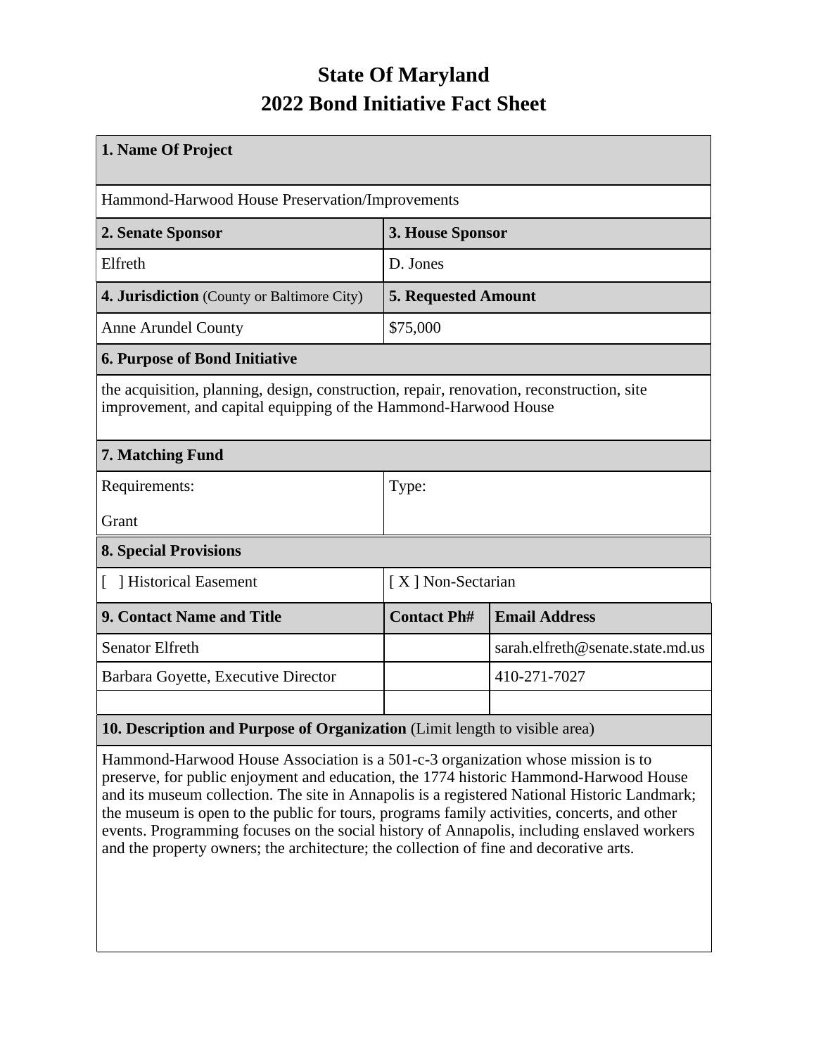# State Of Maryland
# 2022 Bond Initiative Fact Sheet

| **1. Name Of Project** | | |
|---|---|---|
| Hammond-Harwood House Preservation/Improvements | | |
| **2. Senate Sponsor** | **3. House Sponsor** | |
| Elfreth | D. Jones | |
| **4. Jurisdiction** (County or Baltimore City) | **5. Requested Amount** | |
| Anne Arundel County | $75,000 | |
| **6. Purpose of Bond Initiative** | | |
| the acquisition, planning, design, construction, repair, renovation, reconstruction, site improvement, and capital equipping of the Hammond-Harwood House | | |
| **7. Matching Fund** | | |
| Requirements: Grant | Type: | |
| **8. Special Provisions** | | |
| [ ] Historical Easement | [ X ] Non-Sectarian | |
| **9. Contact Name and Title** | **Contact Ph#** | **Email Address** |
| Senator Elfreth | | sarah.elfreth@senate.state.md.us |
| Barbara Goyette, Executive Director | | 410-271-7027 |
| | | |
| **10. Description and Purpose of Organization** (Limit length to visible area) | | |
| Hammond-Harwood House Association is a 501-c-3 organization whose mission is to preserve, for public enjoyment and education, the 1774 historic Hammond-Harwood House and its museum collection. The site in Annapolis is a registered National Historic Landmark; the museum is open to the public for tours, programs family activities, concerts, and other events. Programming focuses on the social history of Annapolis, including enslaved workers and the property owners; the architecture; the collection of fine and decorative arts. | | |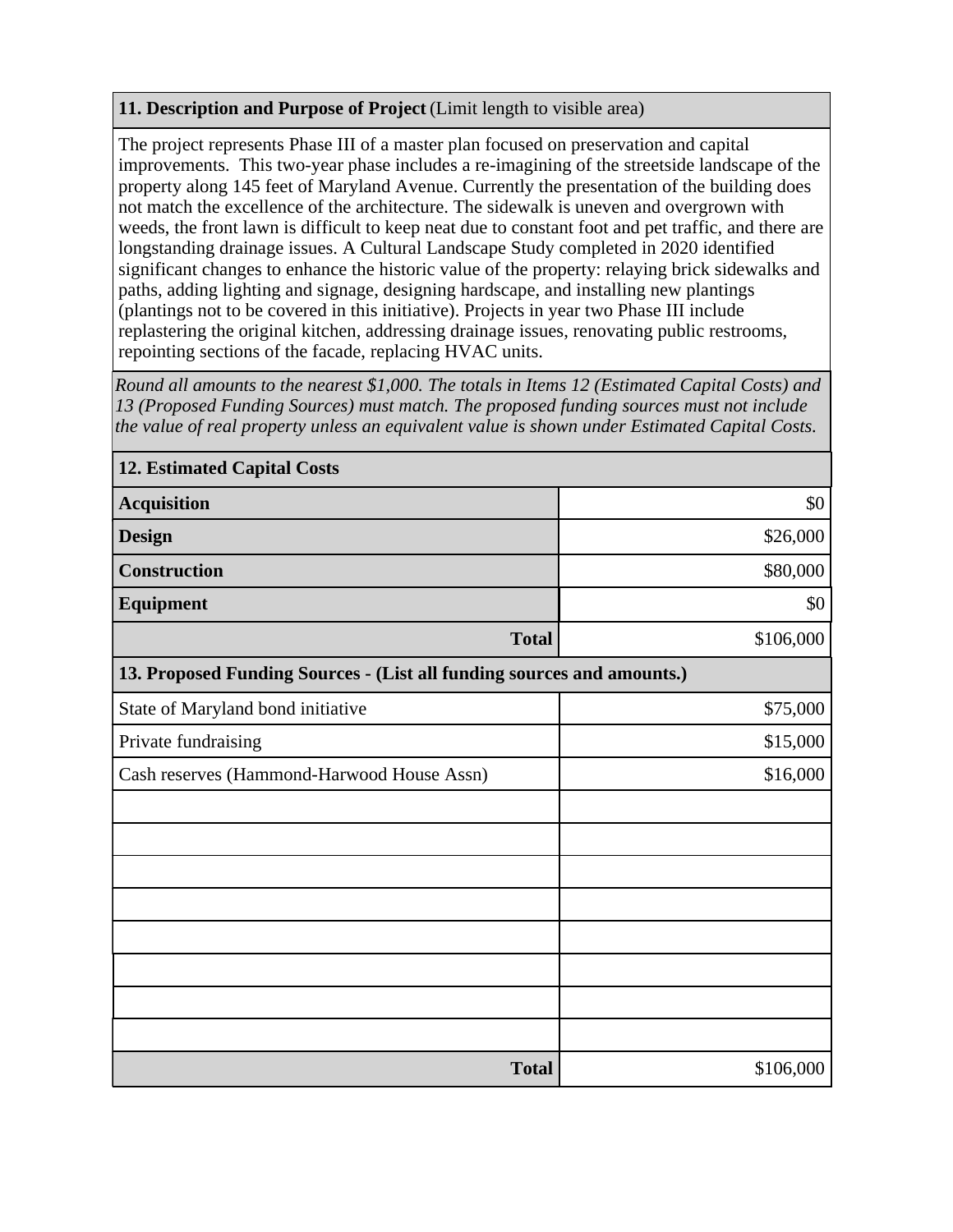**11. Description and Purpose of Project** (Limit length to visible area)

The project represents Phase III of a master plan focused on preservation and capital improvements. This two-year phase includes a re-imagining of the streetside landscape of the property along 145 feet of Maryland Avenue. Currently the presentation of the building does not match the excellence of the architecture. The sidewalk is uneven and overgrown with weeds, the front lawn is difficult to keep neat due to constant foot and pet traffic, and there are longstanding drainage issues. A Cultural Landscape Study completed in 2020 identified significant changes to enhance the historic value of the property: relaying brick sidewalks and paths, adding lighting and signage, designing hardscape, and installing new plantings (plantings not to be covered in this initiative). Projects in year two Phase III include replastering the original kitchen, addressing drainage issues, renovating public restrooms, repointing sections of the facade, replacing HVAC units.

*Round all amounts to the nearest $1,000. The totals in Items 12 (Estimated Capital Costs) and 13 (Proposed Funding Sources) must match. The proposed funding sources must not include the value of real property unless an equivalent value is shown under Estimated Capital Costs.*

| **12. Estimated Capital Costs** | |
|---|---|
| **Acquisition** | $0 |
| **Design** | $26,000 |
| **Construction** | $80,000 |
| **Equipment** | $0 |
| **Total** | $106,000 |

| **13. Proposed Funding Sources - (List all funding sources and amounts.)** | |
|---|---|
| State of Maryland bond initiative | $75,000 |
| Private fundraising | $15,000 |
| Cash reserves (Hammond-Harwood House Assn) | $16,000 |
| | |
| | |
| | |
| | |
| | |
| | |
| | |
| | |
| **Total** | $106,000 |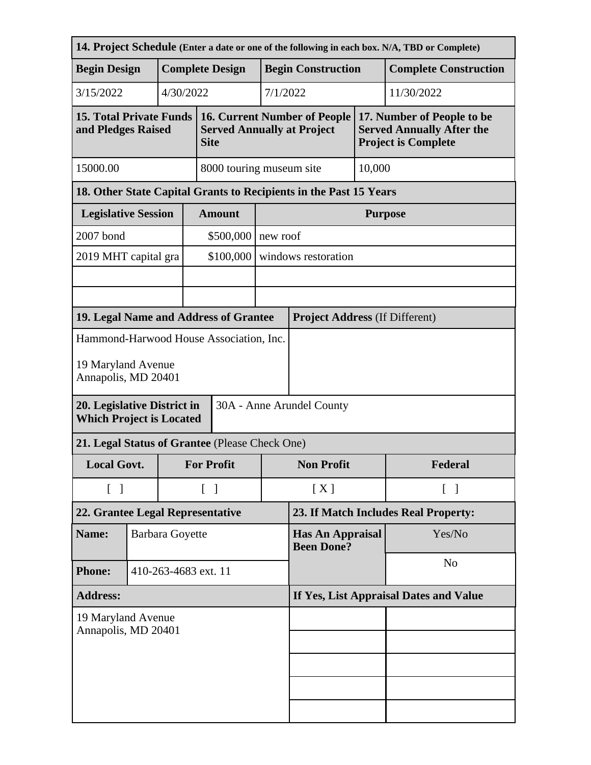**14. Project Schedule** (Enter a date or one of the following in each box. N/A, TBD or Complete)

| Begin Design | Complete Design | Begin Construction | Complete Construction |
|---|---|---|---|
| 3/15/2022 | 4/30/2022 | 7/1/2022 | 11/30/2022 |

| 15. Total Private Funds and Pledges Raised | 16. Current Number of People Served Annually at Project Site | 17. Number of People to be Served Annually After the Project is Complete |
|---|---|---|
| 15000.00 | 8000 touring museum site | 10,000 |

**18. Other State Capital Grants to Recipients in the Past 15 Years**

| Legislative Session | Amount | Purpose |
|---|---|---|
| 2007 bond | $500,000 | new roof |
| 2019 MHT capital gra | $100,000 | windows restoration |
| | | |
| | | |

| 19. Legal Name and Address of Grantee | Project Address (If Different) |
|---|---|
| Hammond-Harwood House Association, Inc.<br><br>19 Maryland Avenue<br>Annapolis, MD 20401 | |

| 20. Legislative District in Which Project is Located | 30A - Anne Arundel County |
|---|---|

**21. Legal Status of Grantee** (Please Check One)

| Local Govt. | For Profit | Non Profit | Federal |
|---|---|---|---|
| [ ] | [ ] | [ X ] | [ ] |

| 22. Grantee Legal Representative | | 23. If Match Includes Real Property: | |
|---|---|---|---|
| Name: | Barbara Goyette | Has An Appraisal Been Done? | Yes/No |
| Phone: | 410-263-4683 ext. 11 | | No |
| Address: | | If Yes, List Appraisal Dates and Value | |
| 19 Maryland Avenue<br>Annapolis, MD 20401 | | | |
| | | | |
| | | | |
| | | | |
| | | | |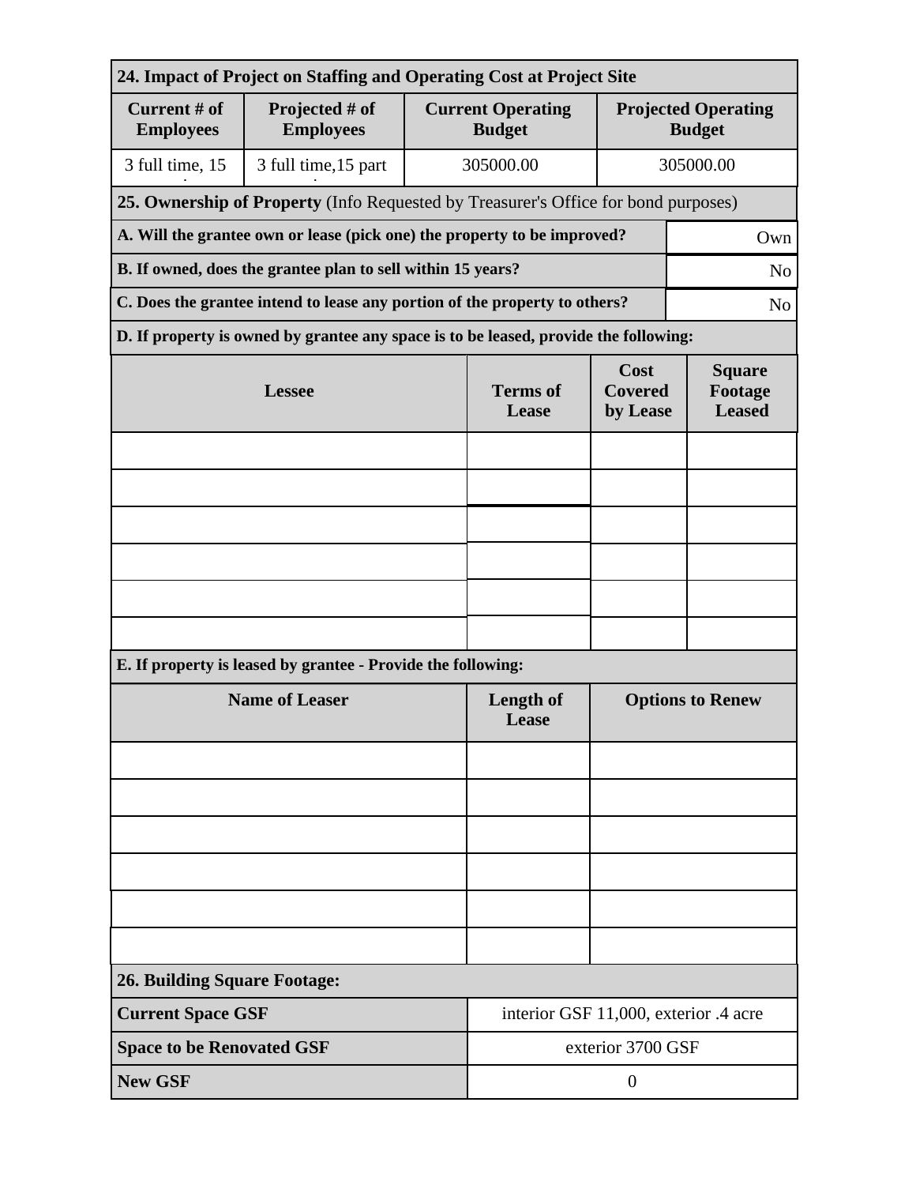| 24. Impact of Project on Staffing and Operating Cost at Project Site | | | |
|---|---|---|---|
| **Current # of Employees** | **Projected # of Employees** | **Current Operating Budget** | **Projected Operating Budget** |
| 3 full time, 15 | 3 full time,15 part | 305000.00 | 305000.00 |

**25. Ownership of Property** (Info Requested by Treasurer's Office for bond purposes)

| Question | Answer |
|---|---|
| **A. Will the grantee own or lease (pick one) the property to be improved?** | Own |
| **B. If owned, does the grantee plan to sell within 15 years?** | No |
| **C. Does the grantee intend to lease any portion of the property to others?** | No |

**D. If property is owned by grantee any space is to be leased, provide the following:**

| Lessee | Terms of Lease | Cost Covered by Lease | Square Footage Leased |
|---|---|---|---|
| | | | |
| | | | |
| | | | |
| | | | |
| | | | |
| | | | |

**E. If property is leased by grantee - Provide the following:**

| Name of Leaser | Length of Lease | Options to Renew |
|---|---|---|
| | | |
| | | |
| | | |
| | | |
| | | |
| | | |

**26. Building Square Footage:**

| | |
|---|---|
| **Current Space GSF** | interior GSF 11,000, exterior .4 acre |
| **Space to be Renovated GSF** | exterior 3700 GSF |
| **New GSF** | 0 |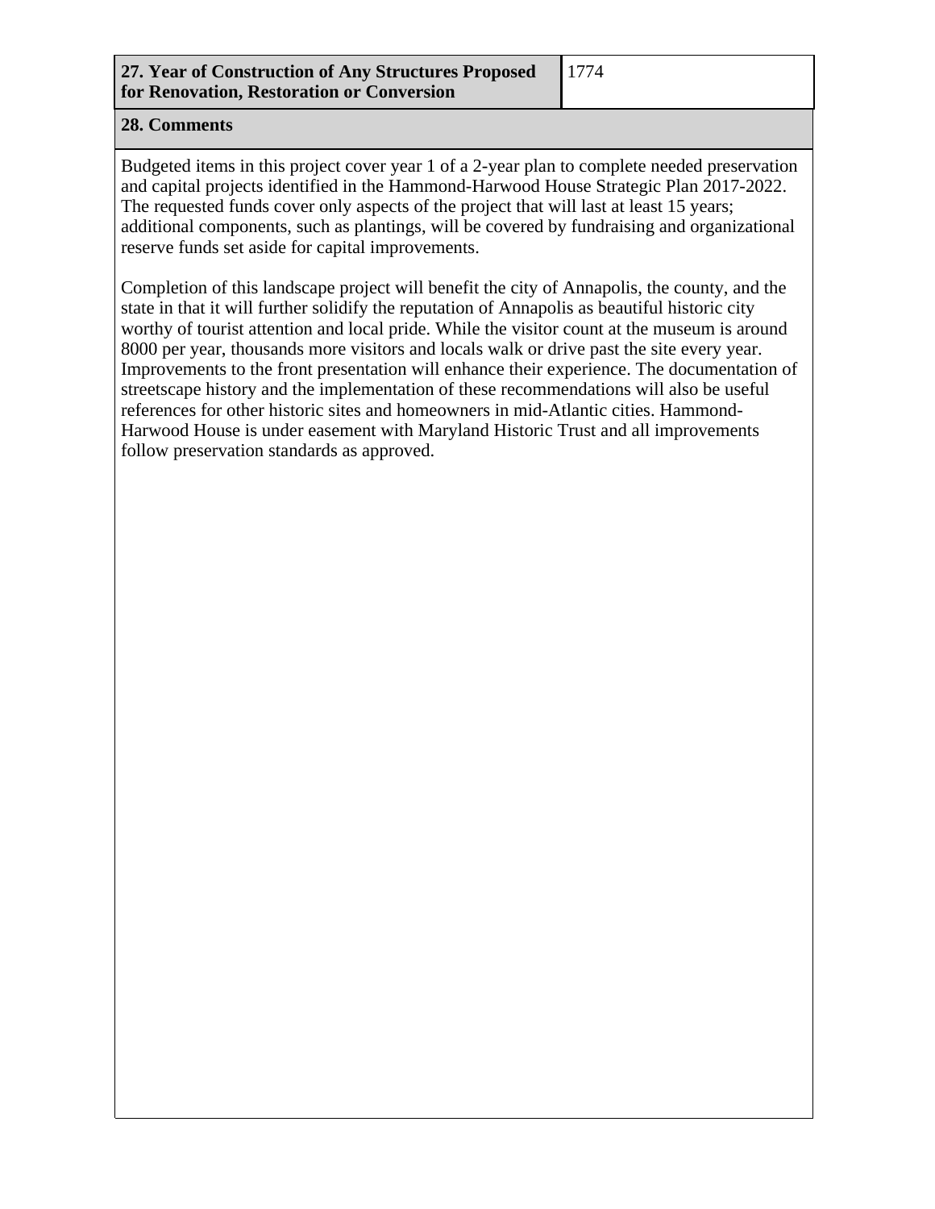| 27. Year of Construction of Any Structures Proposed for Renovation, Restoration or Conversion | 1774 |
|---|---|

**28. Comments**

Budgeted items in this project cover year 1 of a 2-year plan to complete needed preservation and capital projects identified in the Hammond-Harwood House Strategic Plan 2017-2022. The requested funds cover only aspects of the project that will last at least 15 years; additional components, such as plantings, will be covered by fundraising and organizational reserve funds set aside for capital improvements.

Completion of this landscape project will benefit the city of Annapolis, the county, and the state in that it will further solidify the reputation of Annapolis as beautiful historic city worthy of tourist attention and local pride. While the visitor count at the museum is around 8000 per year, thousands more visitors and locals walk or drive past the site every year. Improvements to the front presentation will enhance their experience. The documentation of streetscape history and the implementation of these recommendations will also be useful references for other historic sites and homeowners in mid-Atlantic cities. Hammond-Harwood House is under easement with Maryland Historic Trust and all improvements follow preservation standards as approved.